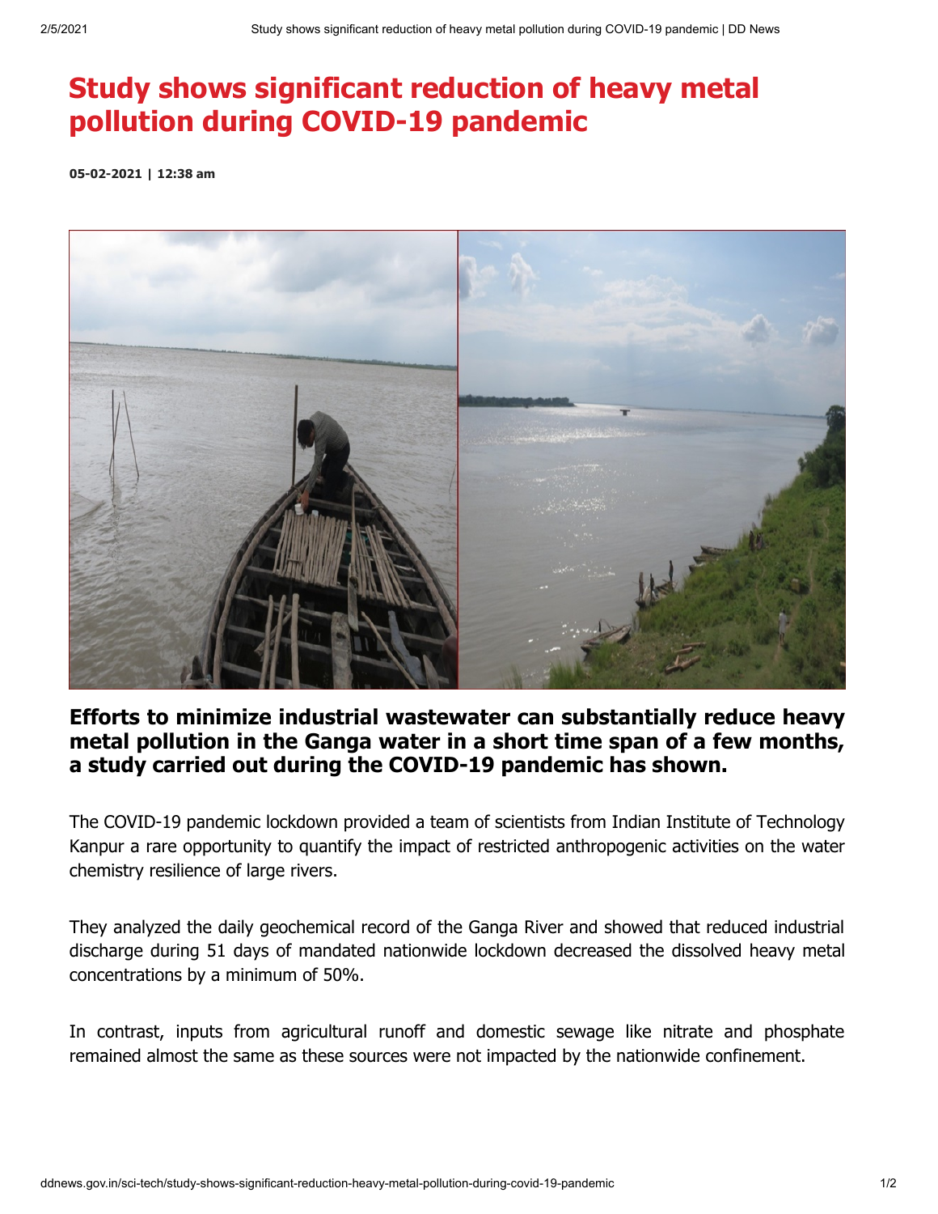# Study shows significant reduction of heavy metal pollution during COVID-19 pandemic

**05-02-2021 | 12:38 am**

### Efforts to minimize industrial wastewater can substantially reduce heavy metal pollution in the Ganga water in a short time span of a few months, a study carried out during the COVID-19 pandemic has shown.

The COVID-19 pandemic lockdown provided a team of scientists from Indian Institute of Technology Kanpur a rare opportunity to quantify the impact of restricted anthropogenic activities on the water chemistry resilience of large rivers.

They analyzed the daily geochemical record of the Ganga River and showed that reduced industrial discharge during 51 days of mandated nationwide lockdown decreased the dissolved heavy metal concentrations by a minimum of 50%.

In contrast, inputs from agricultural runoff and domestic sewage like nitrate and phosphate remained almost the same as these sources were not impacted by the nationwide confinement.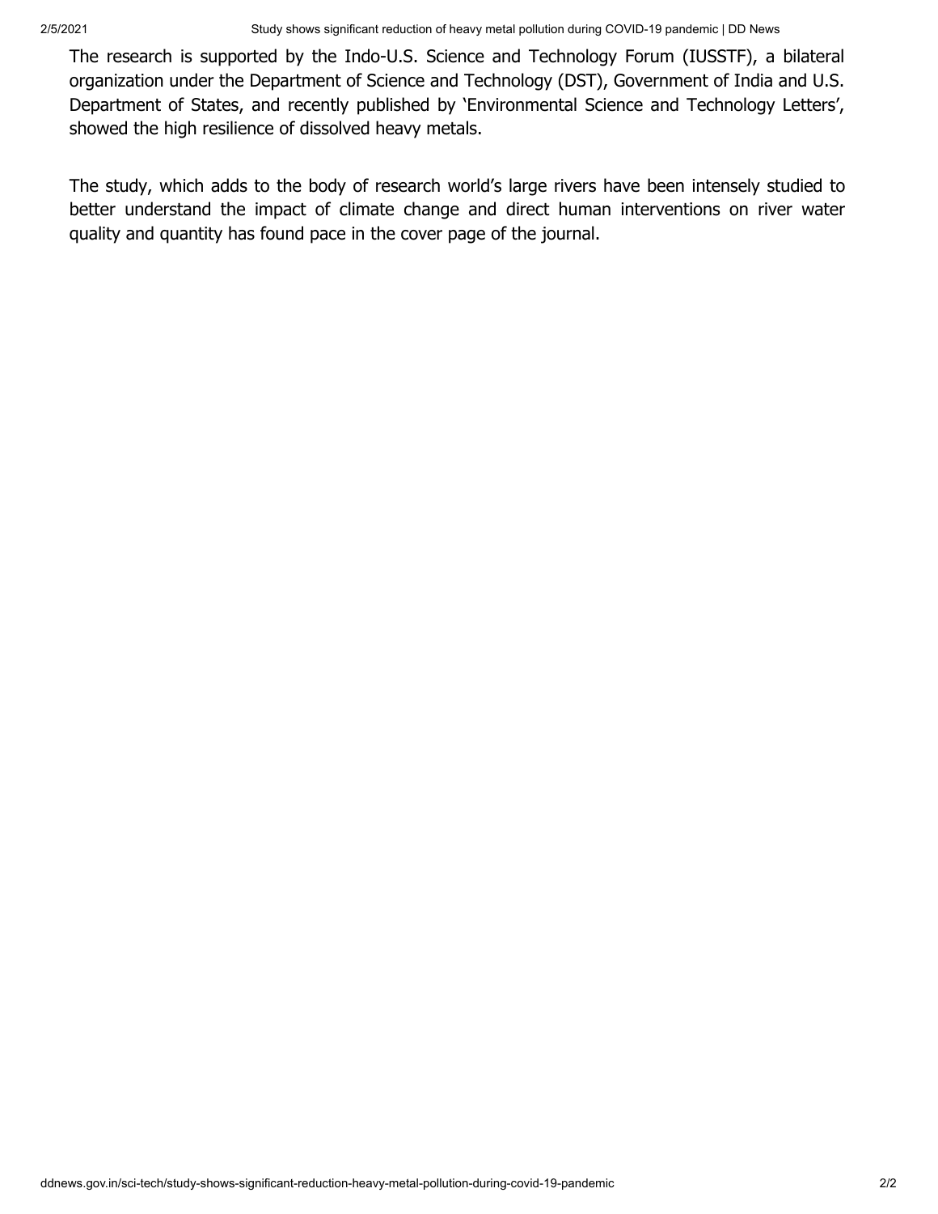The research is supported by the Indo-U.S. Science and Technology Forum (IUSSTF), a bilateral organization under the Department of Science and Technology (DST), Government of India and U.S. Department of States, and recently published by 'Environmental Science and Technology Letters', showed the high resilience of dissolved heavy metals.

The study, which adds to the body of research world's large rivers have been intensely studied to better understand the impact of climate change and direct human interventions on river water quality and quantity has found pace in the cover page of the journal.